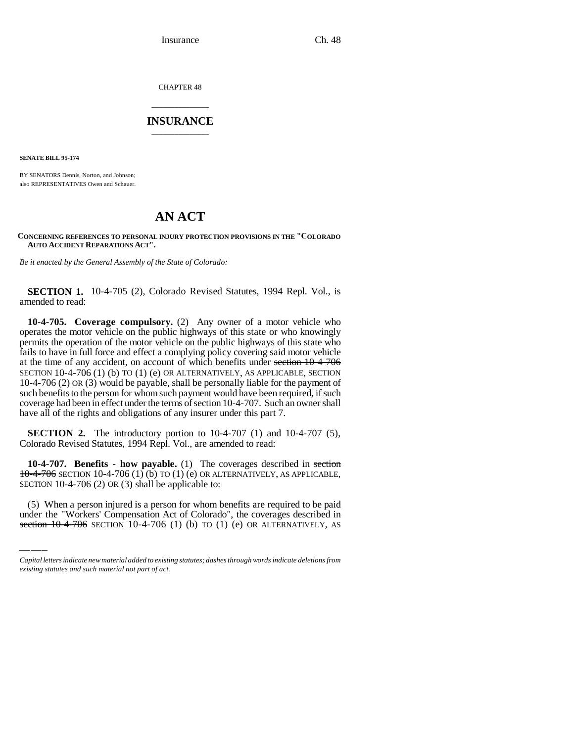CHAPTER 48

# INSURANCE

**SENATE BILL 95-174**

BY SENATORS Dennis, Norton, and Johnson;
also REPRESENTATIVES Owen and Schauer.

# AN ACT

**CONCERNING REFERENCES TO PERSONAL INJURY PROTECTION PROVISIONS IN THE "COLORADO AUTO ACCIDENT REPARATIONS ACT".**

*Be it enacted by the General Assembly of the State of Colorado:*

**SECTION 1.** 10-4-705 (2), Colorado Revised Statutes, 1994 Repl. Vol., is amended to read:

**10-4-705. Coverage compulsory.** (2) Any owner of a motor vehicle who operates the motor vehicle on the public highways of this state or who knowingly permits the operation of the motor vehicle on the public highways of this state who fails to have in full force and effect a complying policy covering said motor vehicle at the time of any accident, on account of which benefits under ~~section 10-4-706~~ SECTION 10-4-706 (1) (b) TO (1) (e) OR ALTERNATIVELY, AS APPLICABLE, SECTION 10-4-706 (2) OR (3) would be payable, shall be personally liable for the payment of such benefits to the person for whom such payment would have been required, if such coverage had been in effect under the terms of section 10-4-707. Such an owner shall have all of the rights and obligations of any insurer under this part 7.

**SECTION 2.** The introductory portion to 10-4-707 (1) and 10-4-707 (5), Colorado Revised Statutes, 1994 Repl. Vol., are amended to read:

**10-4-707. Benefits - how payable.** (1) The coverages described in ~~section 10-4-706~~ SECTION 10-4-706 (1) (b) TO (1) (e) OR ALTERNATIVELY, AS APPLICABLE, SECTION 10-4-706 (2) OR (3) shall be applicable to:

(5) When a person injured is a person for whom benefits are required to be paid under the "Workers' Compensation Act of Colorado", the coverages described in ~~section 10-4-706~~ SECTION 10-4-706 (1) (b) TO (1) (e) OR ALTERNATIVELY, AS

*Capital letters indicate new material added to existing statutes; dashes through words indicate deletions from existing statutes and such material not part of act.*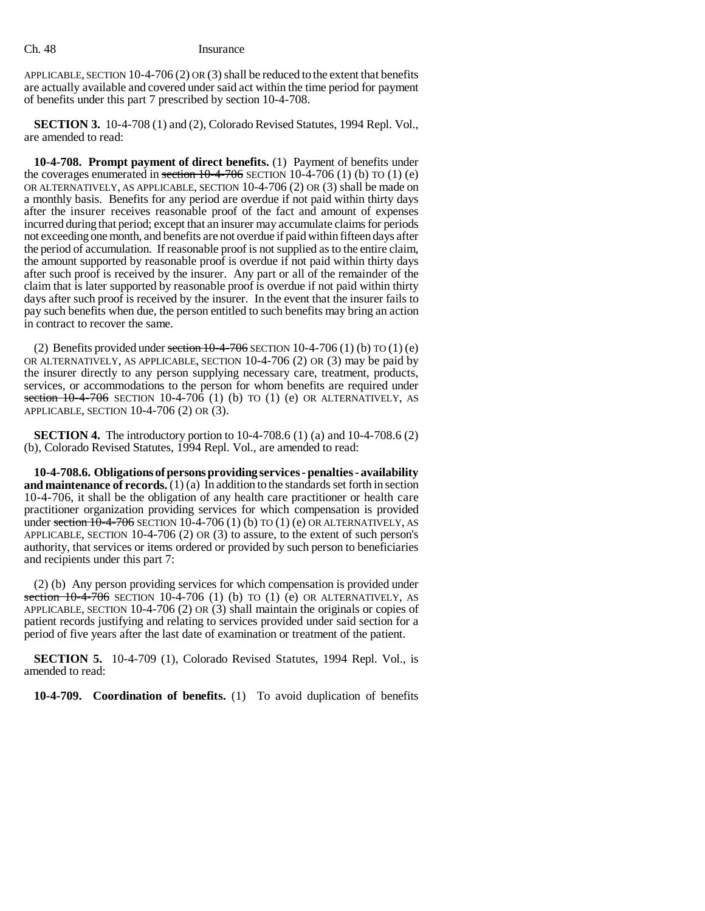APPLICABLE, SECTION 10-4-706 (2) OR (3) shall be reduced to the extent that benefits are actually available and covered under said act within the time period for payment of benefits under this part 7 prescribed by section 10-4-708.

**SECTION 3.** 10-4-708 (1) and (2), Colorado Revised Statutes, 1994 Repl. Vol., are amended to read:

**10-4-708. Prompt payment of direct benefits.** (1) Payment of benefits under the coverages enumerated in ~~section 10-4-706~~ SECTION 10-4-706 (1) (b) TO (1) (e) OR ALTERNATIVELY, AS APPLICABLE, SECTION 10-4-706 (2) OR (3) shall be made on a monthly basis. Benefits for any period are overdue if not paid within thirty days after the insurer receives reasonable proof of the fact and amount of expenses incurred during that period; except that an insurer may accumulate claims for periods not exceeding one month, and benefits are not overdue if paid within fifteen days after the period of accumulation. If reasonable proof is not supplied as to the entire claim, the amount supported by reasonable proof is overdue if not paid within thirty days after such proof is received by the insurer. Any part or all of the remainder of the claim that is later supported by reasonable proof is overdue if not paid within thirty days after such proof is received by the insurer. In the event that the insurer fails to pay such benefits when due, the person entitled to such benefits may bring an action in contract to recover the same.

(2) Benefits provided under ~~section 10-4-706~~ SECTION 10-4-706 (1) (b) TO (1) (e) OR ALTERNATIVELY, AS APPLICABLE, SECTION 10-4-706 (2) OR (3) may be paid by the insurer directly to any person supplying necessary care, treatment, products, services, or accommodations to the person for whom benefits are required under ~~section 10-4-706~~ SECTION 10-4-706 (1) (b) TO (1) (e) OR ALTERNATIVELY, AS APPLICABLE, SECTION 10-4-706 (2) OR (3).

**SECTION 4.** The introductory portion to 10-4-708.6 (1) (a) and 10-4-708.6 (2) (b), Colorado Revised Statutes, 1994 Repl. Vol., are amended to read:

**10-4-708.6. Obligations of persons providing services - penalties - availability and maintenance of records.** (1) (a) In addition to the standards set forth in section 10-4-706, it shall be the obligation of any health care practitioner or health care practitioner organization providing services for which compensation is provided under ~~section 10-4-706~~ SECTION 10-4-706 (1) (b) TO (1) (e) OR ALTERNATIVELY, AS APPLICABLE, SECTION 10-4-706 (2) OR (3) to assure, to the extent of such person's authority, that services or items ordered or provided by such person to beneficiaries and recipients under this part 7:

(2) (b) Any person providing services for which compensation is provided under ~~section 10-4-706~~ SECTION 10-4-706 (1) (b) TO (1) (e) OR ALTERNATIVELY, AS APPLICABLE, SECTION 10-4-706 (2) OR (3) shall maintain the originals or copies of patient records justifying and relating to services provided under said section for a period of five years after the last date of examination or treatment of the patient.

**SECTION 5.** 10-4-709 (1), Colorado Revised Statutes, 1994 Repl. Vol., is amended to read:

**10-4-709. Coordination of benefits.** (1) To avoid duplication of benefits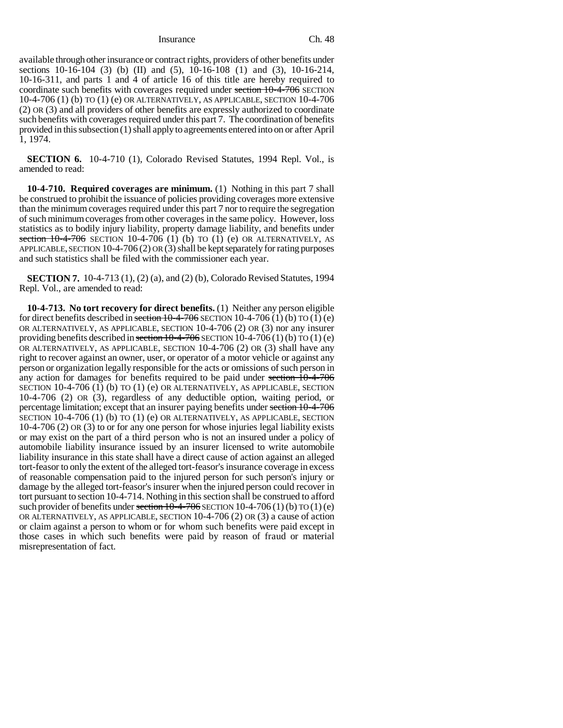available through other insurance or contract rights, providers of other benefits under sections 10-16-104 (3) (b) (II) and (5), 10-16-108 (1) and (3), 10-16-214, 10-16-311, and parts 1 and 4 of article 16 of this title are hereby required to coordinate such benefits with coverages required under ~~section 10-4-706~~ SECTION 10-4-706 (1) (b) TO (1) (e) OR ALTERNATIVELY, AS APPLICABLE, SECTION 10-4-706 (2) OR (3) and all providers of other benefits are expressly authorized to coordinate such benefits with coverages required under this part 7. The coordination of benefits provided in this subsection (1) shall apply to agreements entered into on or after April 1, 1974.

**SECTION 6.** 10-4-710 (1), Colorado Revised Statutes, 1994 Repl. Vol., is amended to read:

**10-4-710. Required coverages are minimum.** (1) Nothing in this part 7 shall be construed to prohibit the issuance of policies providing coverages more extensive than the minimum coverages required under this part 7 nor to require the segregation of such minimum coverages from other coverages in the same policy. However, loss statistics as to bodily injury liability, property damage liability, and benefits under ~~section 10-4-706~~ SECTION 10-4-706 (1) (b) TO (1) (e) OR ALTERNATIVELY, AS APPLICABLE, SECTION 10-4-706 (2) OR (3) shall be kept separately for rating purposes and such statistics shall be filed with the commissioner each year.

**SECTION 7.** 10-4-713 (1), (2) (a), and (2) (b), Colorado Revised Statutes, 1994 Repl. Vol., are amended to read:

**10-4-713. No tort recovery for direct benefits.** (1) Neither any person eligible for direct benefits described in ~~section 10-4-706~~ SECTION 10-4-706 (1) (b) TO (1) (e) OR ALTERNATIVELY, AS APPLICABLE, SECTION 10-4-706 (2) OR (3) nor any insurer providing benefits described in ~~section 10-4-706~~ SECTION 10-4-706 (1) (b) TO (1) (e) OR ALTERNATIVELY, AS APPLICABLE, SECTION 10-4-706 (2) OR (3) shall have any right to recover against an owner, user, or operator of a motor vehicle or against any person or organization legally responsible for the acts or omissions of such person in any action for damages for benefits required to be paid under ~~section 10-4-706~~ SECTION 10-4-706 (1) (b) TO (1) (e) OR ALTERNATIVELY, AS APPLICABLE, SECTION 10-4-706 (2) OR (3), regardless of any deductible option, waiting period, or percentage limitation; except that an insurer paying benefits under ~~section 10-4-706~~ SECTION 10-4-706 (1) (b) TO (1) (e) OR ALTERNATIVELY, AS APPLICABLE, SECTION 10-4-706 (2) OR (3) to or for any one person for whose injuries legal liability exists or may exist on the part of a third person who is not an insured under a policy of automobile liability insurance issued by an insurer licensed to write automobile liability insurance in this state shall have a direct cause of action against an alleged tort-feasor to only the extent of the alleged tort-feasor's insurance coverage in excess of reasonable compensation paid to the injured person for such person's injury or damage by the alleged tort-feasor's insurer when the injured person could recover in tort pursuant to section 10-4-714. Nothing in this section shall be construed to afford such provider of benefits under ~~section 10-4-706~~ SECTION 10-4-706 (1) (b) TO (1) (e) OR ALTERNATIVELY, AS APPLICABLE, SECTION 10-4-706 (2) OR (3) a cause of action or claim against a person to whom or for whom such benefits were paid except in those cases in which such benefits were paid by reason of fraud or material misrepresentation of fact.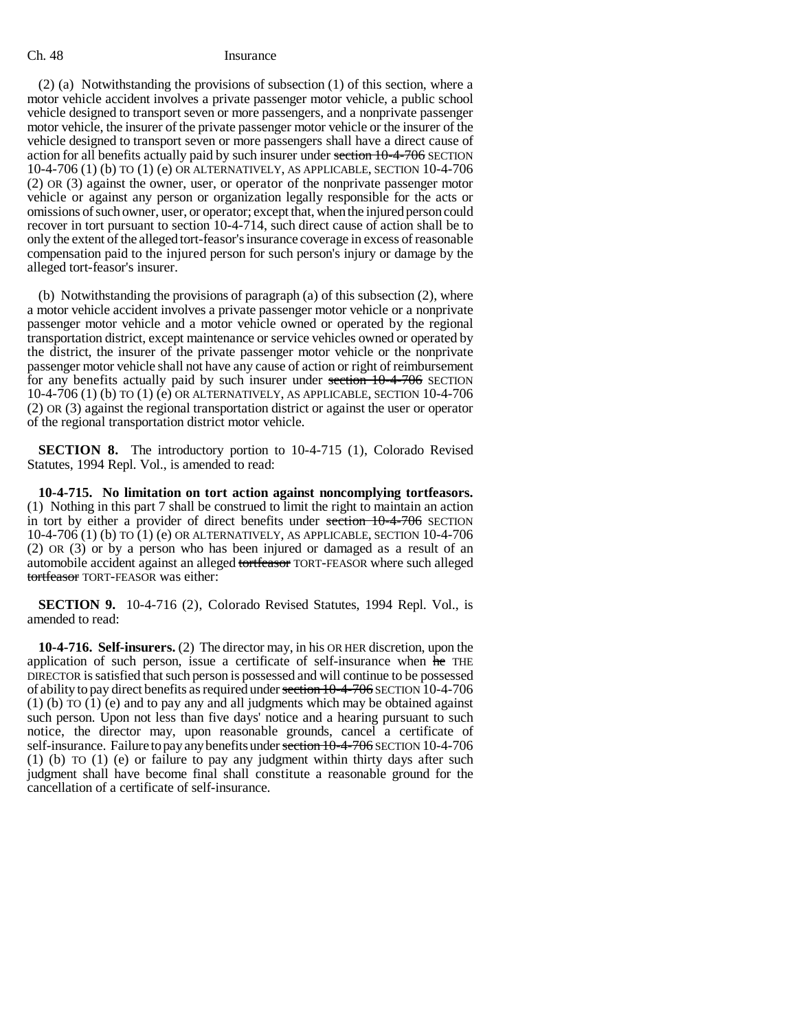(2) (a) Notwithstanding the provisions of subsection (1) of this section, where a motor vehicle accident involves a private passenger motor vehicle, a public school vehicle designed to transport seven or more passengers, and a nonprivate passenger motor vehicle, the insurer of the private passenger motor vehicle or the insurer of the vehicle designed to transport seven or more passengers shall have a direct cause of action for all benefits actually paid by such insurer under ~~section 10-4-706~~ SECTION 10-4-706 (1) (b) TO (1) (e) OR ALTERNATIVELY, AS APPLICABLE, SECTION 10-4-706 (2) OR (3) against the owner, user, or operator of the nonprivate passenger motor vehicle or against any person or organization legally responsible for the acts or omissions of such owner, user, or operator; except that, when the injured person could recover in tort pursuant to section 10-4-714, such direct cause of action shall be to only the extent of the alleged tort-feasor's insurance coverage in excess of reasonable compensation paid to the injured person for such person's injury or damage by the alleged tort-feasor's insurer.

(b) Notwithstanding the provisions of paragraph (a) of this subsection (2), where a motor vehicle accident involves a private passenger motor vehicle or a nonprivate passenger motor vehicle and a motor vehicle owned or operated by the regional transportation district, except maintenance or service vehicles owned or operated by the district, the insurer of the private passenger motor vehicle or the nonprivate passenger motor vehicle shall not have any cause of action or right of reimbursement for any benefits actually paid by such insurer under ~~section 10-4-706~~ SECTION 10-4-706 (1) (b) TO (1) (e) OR ALTERNATIVELY, AS APPLICABLE, SECTION 10-4-706 (2) OR (3) against the regional transportation district or against the user or operator of the regional transportation district motor vehicle.

**SECTION 8.** The introductory portion to 10-4-715 (1), Colorado Revised Statutes, 1994 Repl. Vol., is amended to read:

**10-4-715. No limitation on tort action against noncomplying tortfeasors.** (1) Nothing in this part 7 shall be construed to limit the right to maintain an action in tort by either a provider of direct benefits under ~~section 10-4-706~~ SECTION 10-4-706 (1) (b) TO (1) (e) OR ALTERNATIVELY, AS APPLICABLE, SECTION 10-4-706 (2) OR (3) or by a person who has been injured or damaged as a result of an automobile accident against an alleged ~~tortfeasor~~ TORT-FEASOR where such alleged ~~tortfeasor~~ TORT-FEASOR was either:

**SECTION 9.** 10-4-716 (2), Colorado Revised Statutes, 1994 Repl. Vol., is amended to read:

**10-4-716. Self-insurers.** (2) The director may, in his OR HER discretion, upon the application of such person, issue a certificate of self-insurance when ~~he~~ THE DIRECTOR is satisfied that such person is possessed and will continue to be possessed of ability to pay direct benefits as required under ~~section 10-4-706~~ SECTION 10-4-706 (1) (b) TO (1) (e) and to pay any and all judgments which may be obtained against such person. Upon not less than five days' notice and a hearing pursuant to such notice, the director may, upon reasonable grounds, cancel a certificate of self-insurance. Failure to pay any benefits under ~~section 10-4-706~~ SECTION 10-4-706 (1) (b) TO (1) (e) or failure to pay any judgment within thirty days after such judgment shall have become final shall constitute a reasonable ground for the cancellation of a certificate of self-insurance.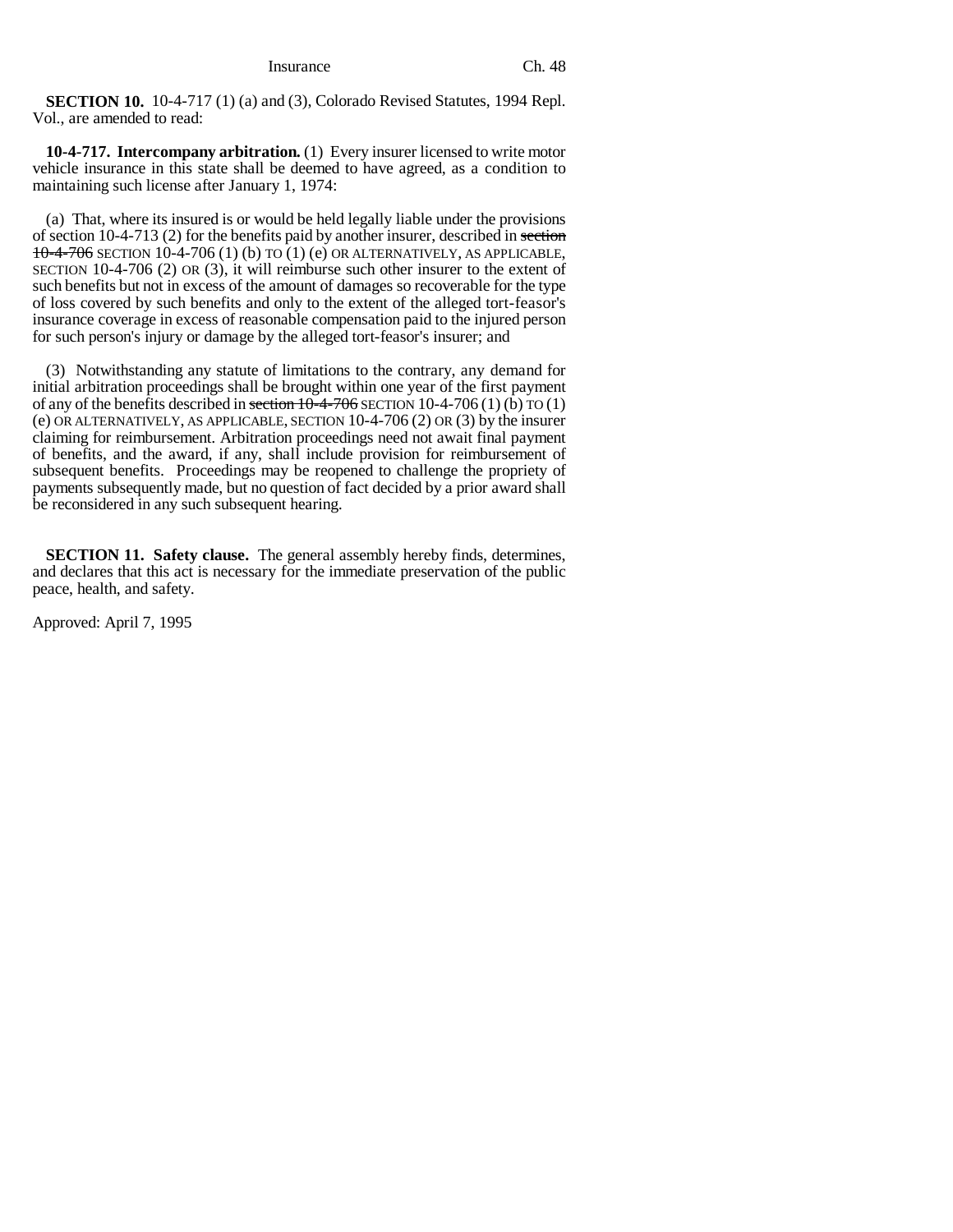**SECTION 10.** 10-4-717 (1) (a) and (3), Colorado Revised Statutes, 1994 Repl. Vol., are amended to read:

**10-4-717. Intercompany arbitration.** (1) Every insurer licensed to write motor vehicle insurance in this state shall be deemed to have agreed, as a condition to maintaining such license after January 1, 1974:

(a) That, where its insured is or would be held legally liable under the provisions of section 10-4-713 (2) for the benefits paid by another insurer, described in ~~section 10-4-706~~ SECTION 10-4-706 (1) (b) TO (1) (e) OR ALTERNATIVELY, AS APPLICABLE, SECTION 10-4-706 (2) OR (3), it will reimburse such other insurer to the extent of such benefits but not in excess of the amount of damages so recoverable for the type of loss covered by such benefits and only to the extent of the alleged tort-feasor's insurance coverage in excess of reasonable compensation paid to the injured person for such person's injury or damage by the alleged tort-feasor's insurer; and

(3) Notwithstanding any statute of limitations to the contrary, any demand for initial arbitration proceedings shall be brought within one year of the first payment of any of the benefits described in ~~section 10-4-706~~ SECTION 10-4-706 (1) (b) TO (1) (e) OR ALTERNATIVELY, AS APPLICABLE, SECTION 10-4-706 (2) OR (3) by the insurer claiming for reimbursement. Arbitration proceedings need not await final payment of benefits, and the award, if any, shall include provision for reimbursement of subsequent benefits. Proceedings may be reopened to challenge the propriety of payments subsequently made, but no question of fact decided by a prior award shall be reconsidered in any such subsequent hearing.

**SECTION 11. Safety clause.** The general assembly hereby finds, determines, and declares that this act is necessary for the immediate preservation of the public peace, health, and safety.

Approved: April 7, 1995